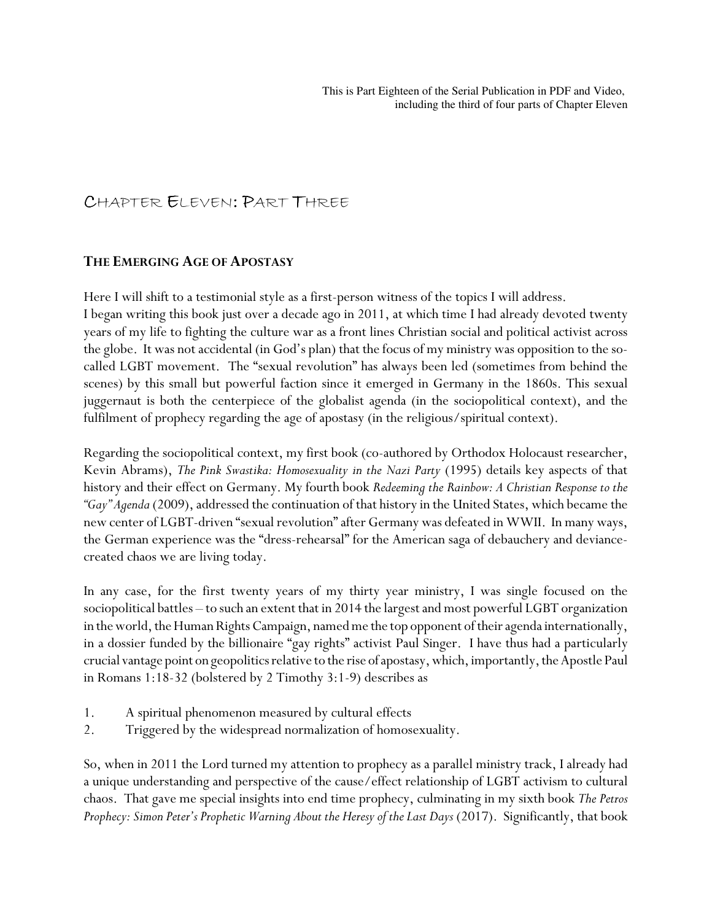This is Part Eighteen of the Serial Publication in PDF and Video, including the third of four parts of Chapter Eleven

# Chapter Eleven: Part Three

## The Emerging Age of Apostasy

Here I will shift to a testimonial style as a first-person witness of the topics I will address. I began writing this book just over a decade ago in 2011, at which time I had already devoted twenty years of my life to fighting the culture war as a front lines Christian social and political activist across the globe. It was not accidental (in God's plan) that the focus of my ministry was opposition to the so-called LGBT movement. The "sexual revolution" has always been led (sometimes from behind the scenes) by this small but powerful faction since it emerged in Germany in the 1860s. This sexual juggernaut is both the centerpiece of the globalist agenda (in the sociopolitical context), and the fulfilment of prophecy regarding the age of apostasy (in the religious/spiritual context).

Regarding the sociopolitical context, my first book (co-authored by Orthodox Holocaust researcher, Kevin Abrams), *The Pink Swastika: Homosexuality in the Nazi Party* (1995) details key aspects of that history and their effect on Germany. My fourth book *Redeeming the Rainbow: A Christian Response to the "Gay" Agenda* (2009), addressed the continuation of that history in the United States, which became the new center of LGBT-driven "sexual revolution" after Germany was defeated in WWII. In many ways, the German experience was the "dress-rehearsal" for the American saga of debauchery and deviance-created chaos we are living today.

In any case, for the first twenty years of my thirty year ministry, I was single focused on the sociopolitical battles – to such an extent that in 2014 the largest and most powerful LGBT organization in the world, the Human Rights Campaign, named me the top opponent of their agenda internationally, in a dossier funded by the billionaire "gay rights" activist Paul Singer. I have thus had a particularly crucial vantage point on geopolitics relative to the rise of apostasy, which, importantly, the Apostle Paul in Romans 1:18-32 (bolstered by 2 Timothy 3:1-9) describes as

1. A spiritual phenomenon measured by cultural effects
2. Triggered by the widespread normalization of homosexuality.

So, when in 2011 the Lord turned my attention to prophecy as a parallel ministry track, I already had a unique understanding and perspective of the cause/effect relationship of LGBT activism to cultural chaos. That gave me special insights into end time prophecy, culminating in my sixth book *The Petros Prophecy: Simon Peter's Prophetic Warning About the Heresy of the Last Days* (2017). Significantly, that book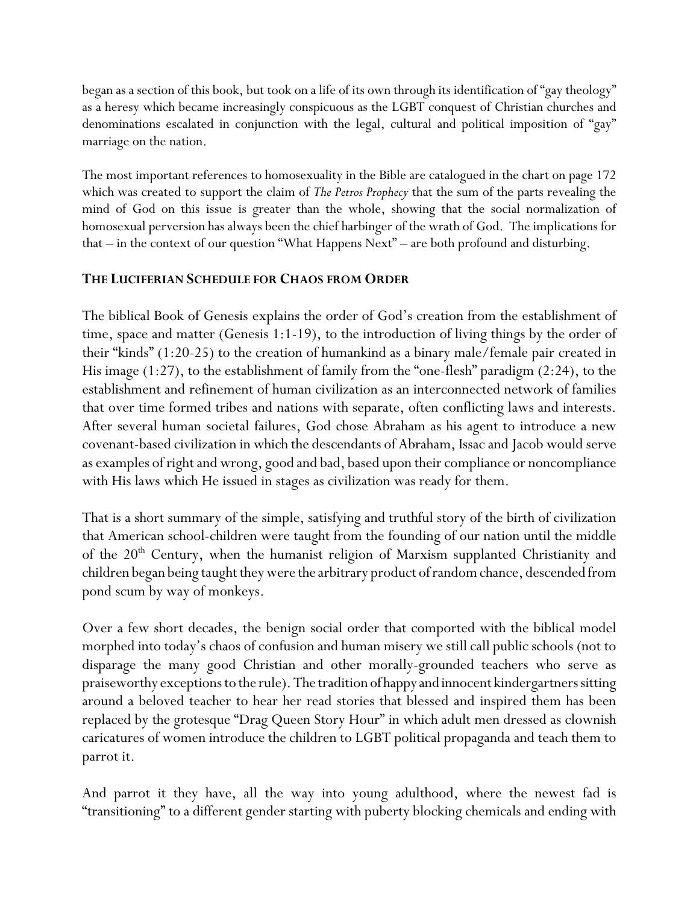began as a section of this book, but took on a life of its own through its identification of "gay theology" as a heresy which became increasingly conspicuous as the LGBT conquest of Christian churches and denominations escalated in conjunction with the legal, cultural and political imposition of "gay" marriage on the nation.

The most important references to homosexuality in the Bible are catalogued in the chart on page 172 which was created to support the claim of *The Petros Prophecy* that the sum of the parts revealing the mind of God on this issue is greater than the whole, showing that the social normalization of homosexual perversion has always been the chief harbinger of the wrath of God. The implications for that – in the context of our question "What Happens Next" – are both profound and disturbing.

## **The Luciferian Schedule for Chaos from Order**

The biblical Book of Genesis explains the order of God's creation from the establishment of time, space and matter (Genesis 1:1-19), to the introduction of living things by the order of their "kinds" (1:20-25) to the creation of humankind as a binary male/female pair created in His image (1:27), to the establishment of family from the "one-flesh" paradigm (2:24), to the establishment and refinement of human civilization as an interconnected network of families that over time formed tribes and nations with separate, often conflicting laws and interests. After several human societal failures, God chose Abraham as his agent to introduce a new covenant-based civilization in which the descendants of Abraham, Issac and Jacob would serve as examples of right and wrong, good and bad, based upon their compliance or noncompliance with His laws which He issued in stages as civilization was ready for them.

That is a short summary of the simple, satisfying and truthful story of the birth of civilization that American school-children were taught from the founding of our nation until the middle of the 20th Century, when the humanist religion of Marxism supplanted Christianity and children began being taught they were the arbitrary product of random chance, descended from pond scum by way of monkeys.

Over a few short decades, the benign social order that comported with the biblical model morphed into today's chaos of confusion and human misery we still call public schools (not to disparage the many good Christian and other morally-grounded teachers who serve as praiseworthy exceptions to the rule). The tradition of happy and innocent kindergartners sitting around a beloved teacher to hear her read stories that blessed and inspired them has been replaced by the grotesque "Drag Queen Story Hour" in which adult men dressed as clownish caricatures of women introduce the children to LGBT political propaganda and teach them to parrot it.

And parrot it they have, all the way into young adulthood, where the newest fad is "transitioning" to a different gender starting with puberty blocking chemicals and ending with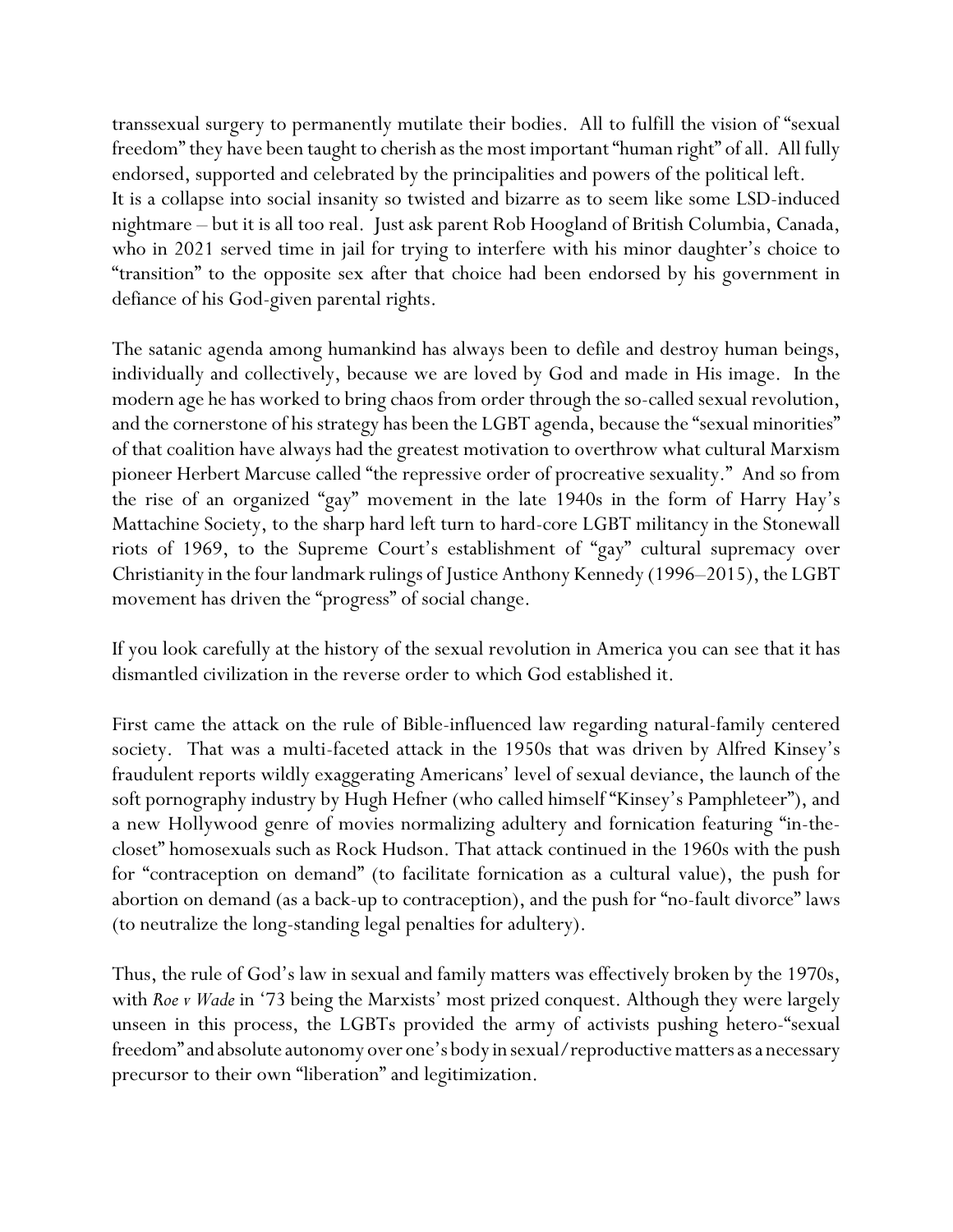transsexual surgery to permanently mutilate their bodies. All to fulfill the vision of "sexual freedom" they have been taught to cherish as the most important "human right" of all. All fully endorsed, supported and celebrated by the principalities and powers of the political left.
It is a collapse into social insanity so twisted and bizarre as to seem like some LSD-induced nightmare – but it is all too real. Just ask parent Rob Hoogland of British Columbia, Canada, who in 2021 served time in jail for trying to interfere with his minor daughter's choice to "transition" to the opposite sex after that choice had been endorsed by his government in defiance of his God-given parental rights.

The satanic agenda among humankind has always been to defile and destroy human beings, individually and collectively, because we are loved by God and made in His image. In the modern age he has worked to bring chaos from order through the so-called sexual revolution, and the cornerstone of his strategy has been the LGBT agenda, because the "sexual minorities" of that coalition have always had the greatest motivation to overthrow what cultural Marxism pioneer Herbert Marcuse called "the repressive order of procreative sexuality." And so from the rise of an organized "gay" movement in the late 1940s in the form of Harry Hay's Mattachine Society, to the sharp hard left turn to hard-core LGBT militancy in the Stonewall riots of 1969, to the Supreme Court's establishment of "gay" cultural supremacy over Christianity in the four landmark rulings of Justice Anthony Kennedy (1996–2015), the LGBT movement has driven the "progress" of social change.

If you look carefully at the history of the sexual revolution in America you can see that it has dismantled civilization in the reverse order to which God established it.

First came the attack on the rule of Bible-influenced law regarding natural-family centered society. That was a multi-faceted attack in the 1950s that was driven by Alfred Kinsey's fraudulent reports wildly exaggerating Americans' level of sexual deviance, the launch of the soft pornography industry by Hugh Hefner (who called himself "Kinsey's Pamphleteer"), and a new Hollywood genre of movies normalizing adultery and fornication featuring "in-the-closet" homosexuals such as Rock Hudson. That attack continued in the 1960s with the push for "contraception on demand" (to facilitate fornication as a cultural value), the push for abortion on demand (as a back-up to contraception), and the push for "no-fault divorce" laws (to neutralize the long-standing legal penalties for adultery).

Thus, the rule of God's law in sexual and family matters was effectively broken by the 1970s, with *Roe v Wade* in '73 being the Marxists' most prized conquest. Although they were largely unseen in this process, the LGBTs provided the army of activists pushing hetero-"sexual freedom" and absolute autonomy over one's body in sexual/reproductive matters as a necessary precursor to their own "liberation" and legitimization.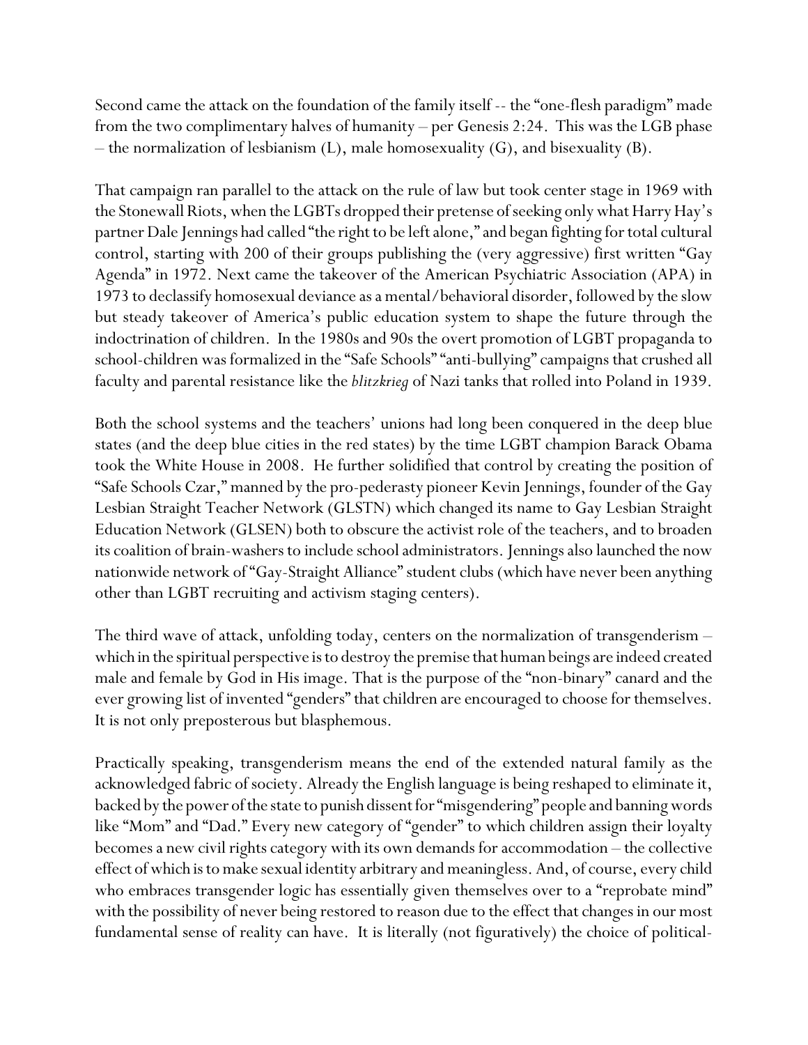Second came the attack on the foundation of the family itself -- the "one-flesh paradigm" made from the two complimentary halves of humanity – per Genesis 2:24. This was the LGB phase – the normalization of lesbianism (L), male homosexuality (G), and bisexuality (B).

That campaign ran parallel to the attack on the rule of law but took center stage in 1969 with the Stonewall Riots, when the LGBTs dropped their pretense of seeking only what Harry Hay's partner Dale Jennings had called "the right to be left alone," and began fighting for total cultural control, starting with 200 of their groups publishing the (very aggressive) first written "Gay Agenda" in 1972. Next came the takeover of the American Psychiatric Association (APA) in 1973 to declassify homosexual deviance as a mental/behavioral disorder, followed by the slow but steady takeover of America's public education system to shape the future through the indoctrination of children. In the 1980s and 90s the overt promotion of LGBT propaganda to school-children was formalized in the "Safe Schools" "anti-bullying" campaigns that crushed all faculty and parental resistance like the *blitzkrieg* of Nazi tanks that rolled into Poland in 1939.

Both the school systems and the teachers' unions had long been conquered in the deep blue states (and the deep blue cities in the red states) by the time LGBT champion Barack Obama took the White House in 2008. He further solidified that control by creating the position of "Safe Schools Czar," manned by the pro-pederasty pioneer Kevin Jennings, founder of the Gay Lesbian Straight Teacher Network (GLSTN) which changed its name to Gay Lesbian Straight Education Network (GLSEN) both to obscure the activist role of the teachers, and to broaden its coalition of brain-washers to include school administrators. Jennings also launched the now nationwide network of "Gay-Straight Alliance" student clubs (which have never been anything other than LGBT recruiting and activism staging centers).

The third wave of attack, unfolding today, centers on the normalization of transgenderism – which in the spiritual perspective is to destroy the premise that human beings are indeed created male and female by God in His image. That is the purpose of the "non-binary" canard and the ever growing list of invented "genders" that children are encouraged to choose for themselves. It is not only preposterous but blasphemous.

Practically speaking, transgenderism means the end of the extended natural family as the acknowledged fabric of society. Already the English language is being reshaped to eliminate it, backed by the power of the state to punish dissent for "misgendering" people and banning words like "Mom" and "Dad." Every new category of "gender" to which children assign their loyalty becomes a new civil rights category with its own demands for accommodation – the collective effect of which is to make sexual identity arbitrary and meaningless. And, of course, every child who embraces transgender logic has essentially given themselves over to a "reprobate mind" with the possibility of never being restored to reason due to the effect that changes in our most fundamental sense of reality can have. It is literally (not figuratively) the choice of political-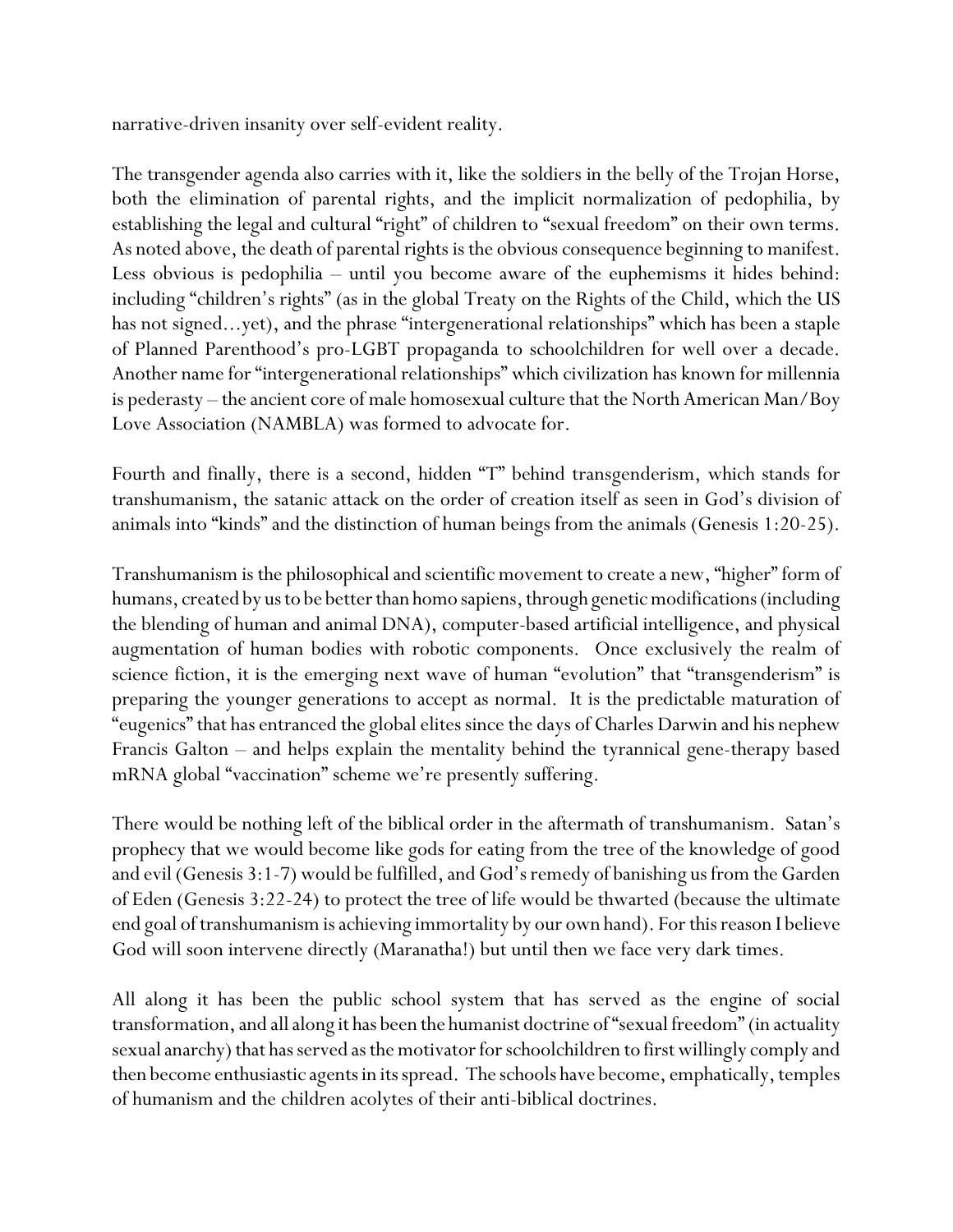narrative-driven insanity over self-evident reality.

The transgender agenda also carries with it, like the soldiers in the belly of the Trojan Horse, both the elimination of parental rights, and the implicit normalization of pedophilia, by establishing the legal and cultural "right" of children to "sexual freedom" on their own terms. As noted above, the death of parental rights is the obvious consequence beginning to manifest. Less obvious is pedophilia – until you become aware of the euphemisms it hides behind: including "children's rights" (as in the global Treaty on the Rights of the Child, which the US has not signed…yet), and the phrase "intergenerational relationships" which has been a staple of Planned Parenthood's pro-LGBT propaganda to schoolchildren for well over a decade. Another name for "intergenerational relationships" which civilization has known for millennia is pederasty – the ancient core of male homosexual culture that the North American Man/Boy Love Association (NAMBLA) was formed to advocate for.

Fourth and finally, there is a second, hidden "T" behind transgenderism, which stands for transhumanism, the satanic attack on the order of creation itself as seen in God's division of animals into "kinds" and the distinction of human beings from the animals (Genesis 1:20-25).

Transhumanism is the philosophical and scientific movement to create a new, "higher" form of humans, created by us to be better than homo sapiens, through genetic modifications (including the blending of human and animal DNA), computer-based artificial intelligence, and physical augmentation of human bodies with robotic components. Once exclusively the realm of science fiction, it is the emerging next wave of human "evolution" that "transgenderism" is preparing the younger generations to accept as normal. It is the predictable maturation of "eugenics" that has entranced the global elites since the days of Charles Darwin and his nephew Francis Galton – and helps explain the mentality behind the tyrannical gene-therapy based mRNA global "vaccination" scheme we're presently suffering.

There would be nothing left of the biblical order in the aftermath of transhumanism. Satan's prophecy that we would become like gods for eating from the tree of the knowledge of good and evil (Genesis 3:1-7) would be fulfilled, and God's remedy of banishing us from the Garden of Eden (Genesis 3:22-24) to protect the tree of life would be thwarted (because the ultimate end goal of transhumanism is achieving immortality by our own hand). For this reason I believe God will soon intervene directly (Maranatha!) but until then we face very dark times.

All along it has been the public school system that has served as the engine of social transformation, and all along it has been the humanist doctrine of "sexual freedom" (in actuality sexual anarchy) that has served as the motivator for schoolchildren to first willingly comply and then become enthusiastic agents in its spread. The schools have become, emphatically, temples of humanism and the children acolytes of their anti-biblical doctrines.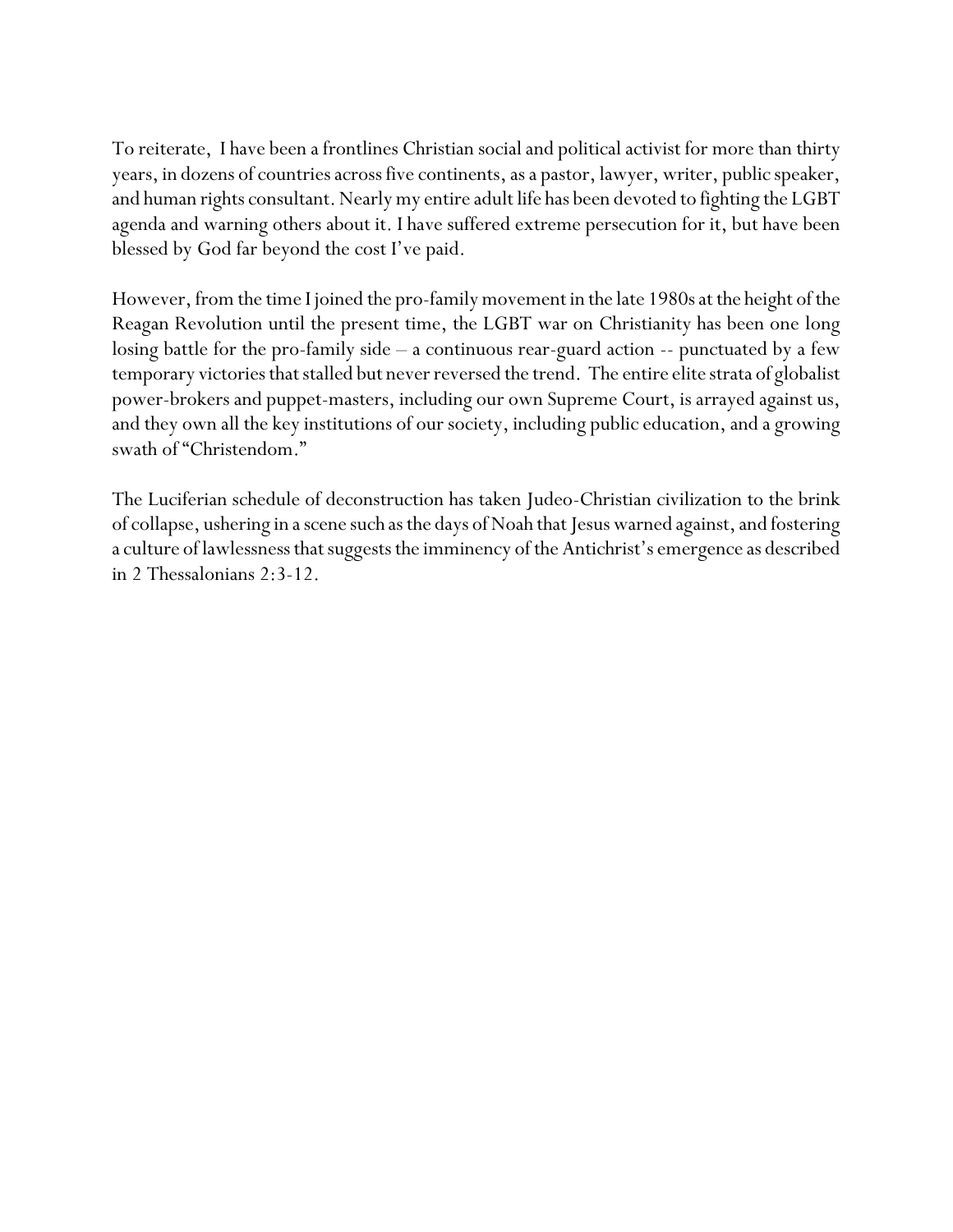To reiterate, I have been a frontlines Christian social and political activist for more than thirty years, in dozens of countries across five continents, as a pastor, lawyer, writer, public speaker, and human rights consultant. Nearly my entire adult life has been devoted to fighting the LGBT agenda and warning others about it. I have suffered extreme persecution for it, but have been blessed by God far beyond the cost I've paid.

However, from the time I joined the pro-family movement in the late 1980s at the height of the Reagan Revolution until the present time, the LGBT war on Christianity has been one long losing battle for the pro-family side – a continuous rear-guard action -- punctuated by a few temporary victories that stalled but never reversed the trend. The entire elite strata of globalist power-brokers and puppet-masters, including our own Supreme Court, is arrayed against us, and they own all the key institutions of our society, including public education, and a growing swath of "Christendom."

The Luciferian schedule of deconstruction has taken Judeo-Christian civilization to the brink of collapse, ushering in a scene such as the days of Noah that Jesus warned against, and fostering a culture of lawlessness that suggests the imminency of the Antichrist's emergence as described in 2 Thessalonians 2:3-12.